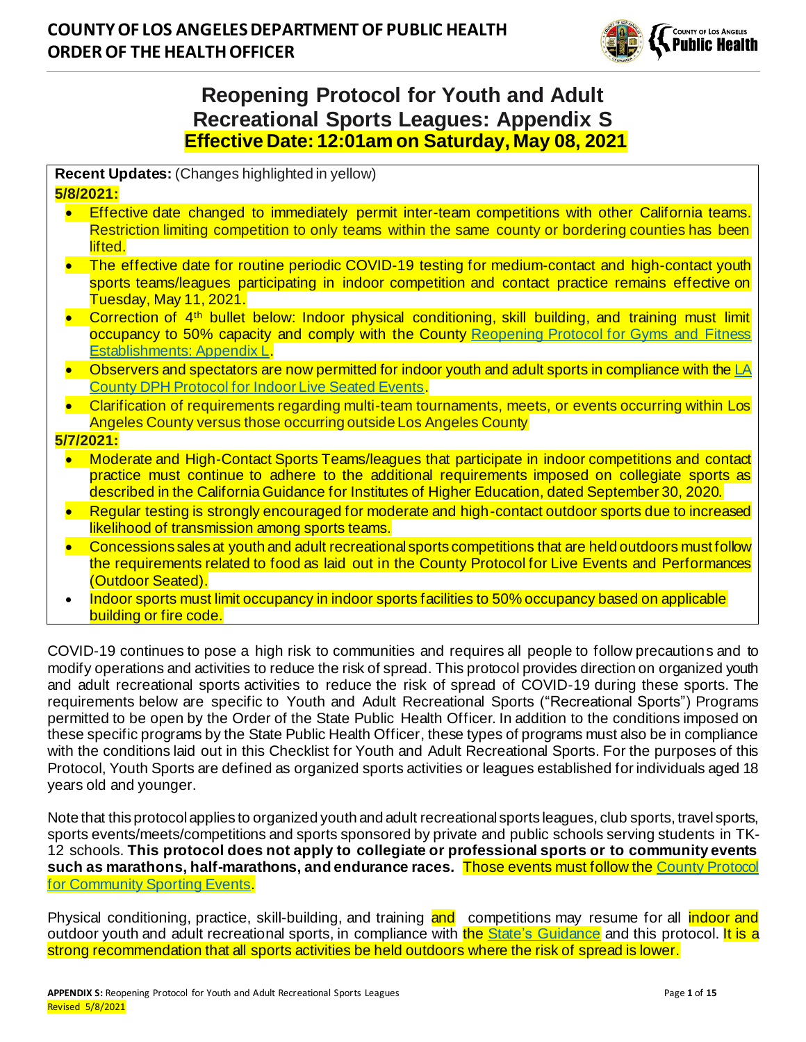**COUNTY OF LOS ANGELES DEPARTMENT OF PUBLIC HEALTH**
**ORDER OF THE HEALTH OFFICER**

# Reopening Protocol for Youth and Adult Recreational Sports Leagues: Appendix S

**Effective Date: 12:01am on Saturday, May 08, 2021**

**Recent Updates:** (Changes highlighted in yellow)

**5/8/2021:**

- Effective date changed to immediately permit inter-team competitions with other California teams. Restriction limiting competition to only teams within the same county or bordering counties has been lifted.
- The effective date for routine periodic COVID-19 testing for medium-contact and high-contact youth sports teams/leagues participating in indoor competition and contact practice remains effective on Tuesday, May 11, 2021.
- Correction of 4th bullet below: Indoor physical conditioning, skill building, and training must limit occupancy to 50% capacity and comply with the County Reopening Protocol for Gyms and Fitness Establishments: Appendix L.
- Observers and spectators are now permitted for indoor youth and adult sports in compliance with the LA County DPH Protocol for Indoor Live Seated Events.
- Clarification of requirements regarding multi-team tournaments, meets, or events occurring within Los Angeles County versus those occurring outside Los Angeles County

**5/7/2021:**

- Moderate and High-Contact Sports Teams/leagues that participate in indoor competitions and contact practice must continue to adhere to the additional requirements imposed on collegiate sports as described in the California Guidance for Institutes of Higher Education, dated September 30, 2020.
- Regular testing is strongly encouraged for moderate and high-contact outdoor sports due to increased likelihood of transmission among sports teams.
- Concessions sales at youth and adult recreational sports competitions that are held outdoors must follow the requirements related to food as laid out in the County Protocol for Live Events and Performances (Outdoor Seated).
- Indoor sports must limit occupancy in indoor sports facilities to 50% occupancy based on applicable building or fire code.

COVID-19 continues to pose a high risk to communities and requires all people to follow precautions and to modify operations and activities to reduce the risk of spread. This protocol provides direction on organized youth and adult recreational sports activities to reduce the risk of spread of COVID-19 during these sports. The requirements below are specific to Youth and Adult Recreational Sports ("Recreational Sports") Programs permitted to be open by the Order of the State Public Health Officer. In addition to the conditions imposed on these specific programs by the State Public Health Officer, these types of programs must also be in compliance with the conditions laid out in this Checklist for Youth and Adult Recreational Sports. For the purposes of this Protocol, Youth Sports are defined as organized sports activities or leagues established for individuals aged 18 years old and younger.

Note that this protocol applies to organized youth and adult recreational sports leagues, club sports, travel sports, sports events/meets/competitions and sports sponsored by private and public schools serving students in TK-12 schools. **This protocol does not apply to collegiate or professional sports or to community events such as marathons, half-marathons, and endurance races.** Those events must follow the County Protocol for Community Sporting Events.

Physical conditioning, practice, skill-building, and training and competitions may resume for all indoor and outdoor youth and adult recreational sports, in compliance with the State's Guidance and this protocol. It is a strong recommendation that all sports activities be held outdoors where the risk of spread is lower.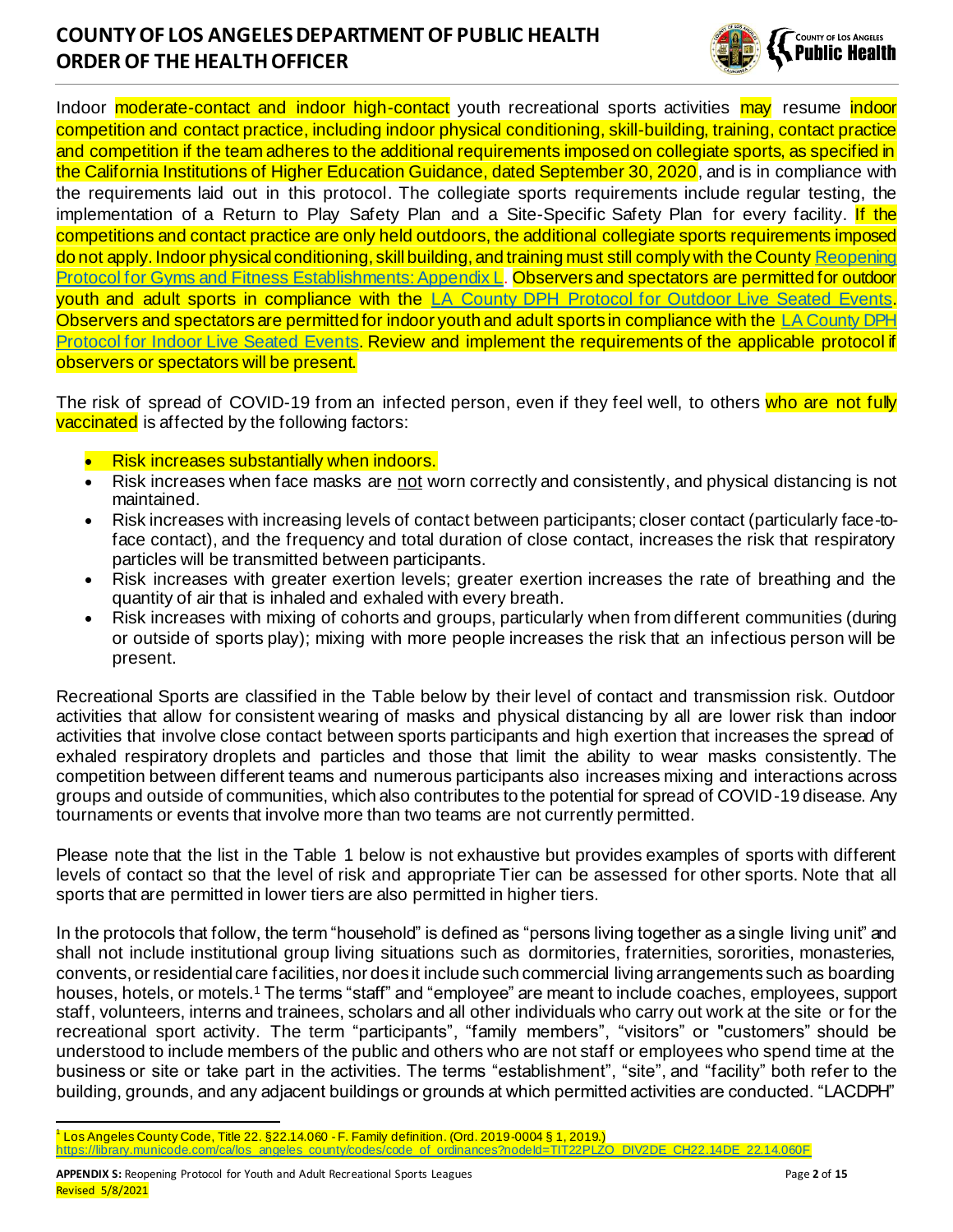Indoor moderate-contact and indoor high-contact youth recreational sports activities may resume indoor competition and contact practice, including indoor physical conditioning, skill-building, training, contact practice and competition if the team adheres to the additional requirements imposed on collegiate sports, as specified in the California Institutions of Higher Education Guidance, dated September 30, 2020, and is in compliance with the requirements laid out in this protocol. The collegiate sports requirements include regular testing, the implementation of a Return to Play Safety Plan and a Site-Specific Safety Plan for every facility. If the competitions and contact practice are only held outdoors, the additional collegiate sports requirements imposed do not apply. Indoor physical conditioning, skill building, and training must still comply with the County Reopening Protocol for Gyms and Fitness Establishments: Appendix L. Observers and spectators are permitted for outdoor youth and adult sports in compliance with the LA County DPH Protocol for Outdoor Live Seated Events. Observers and spectators are permitted for indoor youth and adult sports in compliance with the LA County DPH Protocol for Indoor Live Seated Events. Review and implement the requirements of the applicable protocol if observers or spectators will be present.

The risk of spread of COVID-19 from an infected person, even if they feel well, to others who are not fully vaccinated is affected by the following factors:

- Risk increases substantially when indoors.
- Risk increases when face masks are not worn correctly and consistently, and physical distancing is not maintained.
- Risk increases with increasing levels of contact between participants; closer contact (particularly face-to-face contact), and the frequency and total duration of close contact, increases the risk that respiratory particles will be transmitted between participants.
- Risk increases with greater exertion levels; greater exertion increases the rate of breathing and the quantity of air that is inhaled and exhaled with every breath.
- Risk increases with mixing of cohorts and groups, particularly when from different communities (during or outside of sports play); mixing with more people increases the risk that an infectious person will be present.

Recreational Sports are classified in the Table below by their level of contact and transmission risk. Outdoor activities that allow for consistent wearing of masks and physical distancing by all are lower risk than indoor activities that involve close contact between sports participants and high exertion that increases the spread of exhaled respiratory droplets and particles and those that limit the ability to wear masks consistently. The competition between different teams and numerous participants also increases mixing and interactions across groups and outside of communities, which also contributes to the potential for spread of COVID-19 disease. Any tournaments or events that involve more than two teams are not currently permitted.

Please note that the list in the Table 1 below is not exhaustive but provides examples of sports with different levels of contact so that the level of risk and appropriate Tier can be assessed for other sports. Note that all sports that are permitted in lower tiers are also permitted in higher tiers.

In the protocols that follow, the term "household" is defined as "persons living together as a single living unit" and shall not include institutional group living situations such as dormitories, fraternities, sororities, monasteries, convents, or residential care facilities, nor does it include such commercial living arrangements such as boarding houses, hotels, or motels.[1] The terms "staff" and "employee" are meant to include coaches, employees, support staff, volunteers, interns and trainees, scholars and all other individuals who carry out work at the site or for the recreational sport activity. The term "participants", "family members", "visitors" or "customers" should be understood to include members of the public and others who are not staff or employees who spend time at the business or site or take part in the activities. The terms "establishment", "site", and "facility" both refer to the building, grounds, and any adjacent buildings or grounds at which permitted activities are conducted. "LACDPH"

[1] Los Angeles County Code, Title 22. §22.14.060 - F. Family definition. (Ord. 2019-0004 § 1, 2019.) https://library.municode.com/ca/los_angeles_county/codes/code_of_ordinances?nodeId=TIT22PLZO_DIV2DE_CH22.14DE_22.14.060F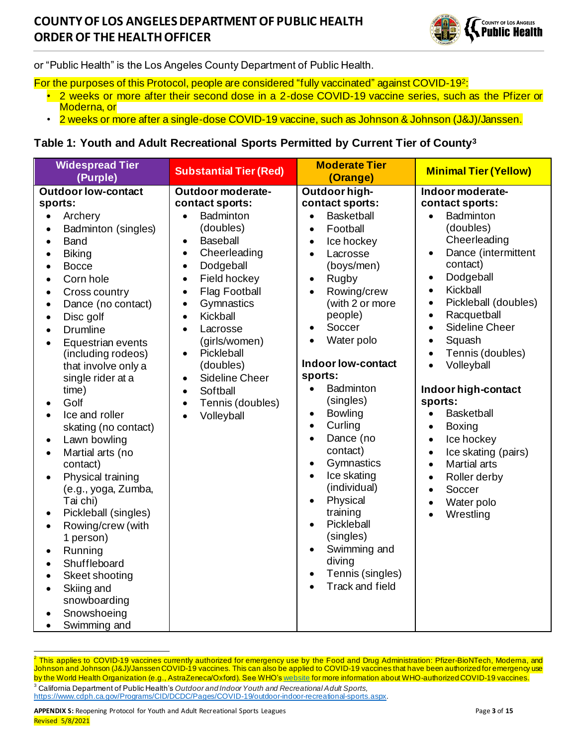or "Public Health" is the Los Angeles County Department of Public Health.

For the purposes of this Protocol, people are considered "fully vaccinated" against COVID-19[2]:

- 2 weeks or more after their second dose in a 2-dose COVID-19 vaccine series, such as the Pfizer or Moderna, or
- 2 weeks or more after a single-dose COVID-19 vaccine, such as Johnson & Johnson (J&J)/Janssen.

### Table 1: Youth and Adult Recreational Sports Permitted by Current Tier of County[3]

| Widespread Tier (Purple) | Substantial Tier (Red) | Moderate Tier (Orange) | Minimal Tier (Yellow) |
|---|---|---|---|
| **Outdoor low-contact sports:**<br>• Archery<br>• Badminton (singles)<br>• Band<br>• Biking<br>• Bocce<br>• Corn hole<br>• Cross country<br>• Dance (no contact)<br>• Disc golf<br>• Drumline<br>• Equestrian events (including rodeos) that involve only a single rider at a time)<br>• Golf<br>• Ice and roller skating (no contact)<br>• Lawn bowling<br>• Martial arts (no contact)<br>• Physical training (e.g., yoga, Zumba, Tai chi)<br>• Pickleball (singles)<br>• Rowing/crew (with 1 person)<br>• Running<br>• Shuffleboard<br>• Skeet shooting<br>• Skiing and snowboarding<br>• Snowshoeing<br>• Swimming and | **Outdoor moderate-contact sports:**<br>• Badminton (doubles)<br>• Baseball<br>• Cheerleading<br>• Dodgeball<br>• Field hockey<br>• Flag Football<br>• Gymnastics<br>• Kickball<br>• Lacrosse (girls/women)<br>• Pickleball (doubles)<br>• Sideline Cheer<br>• Softball<br>• Tennis (doubles)<br>• Volleyball | **Outdoor high-contact sports:**<br>• Basketball<br>• Football<br>• Ice hockey<br>• Lacrosse (boys/men)<br>• Rugby<br>• Rowing/crew (with 2 or more people)<br>• Soccer<br>• Water polo<br><br>**Indoor low-contact sports:**<br>• Badminton (singles)<br>• Bowling<br>• Curling<br>• Dance (no contact)<br>• Gymnastics<br>• Ice skating (individual)<br>• Physical training<br>• Pickleball (singles)<br>• Swimming and diving<br>• Tennis (singles)<br>• Track and field | **Indoor moderate-contact sports:**<br>• Badminton (doubles) Cheerleading<br>• Dance (intermittent contact)<br>• Dodgeball<br>• Kickball<br>• Pickleball (doubles)<br>• Racquetball<br>• Sideline Cheer<br>• Squash<br>• Tennis (doubles)<br>• Volleyball<br><br>**Indoor high-contact sports:**<br>• Basketball<br>• Boxing<br>• Ice hockey<br>• Ice skating (pairs)<br>• Martial arts<br>• Roller derby<br>• Soccer<br>• Water polo<br>• Wrestling |

---

[2] This applies to COVID-19 vaccines currently authorized for emergency use by the Food and Drug Administration: Pfizer-BioNTech, Moderna, and Johnson and Johnson (J&J)/Janssen COVID-19 vaccines. This can also be applied to COVID-19 vaccines that have been authorized for emergency use by the World Health Organization (e.g., AstraZeneca/Oxford). See WHO's website for more information about WHO-authorized COVID-19 vaccines.

[3] California Department of Public Health's *Outdoor and Indoor Youth and Recreational Adult Sports*, https://www.cdph.ca.gov/Programs/CID/DCDC/Pages/COVID-19/outdoor-indoor-recreational-sports.aspx.

**APPENDIX S:** Reopening Protocol for Youth and Adult Recreational Sports Leagues
Revised 5/8/2021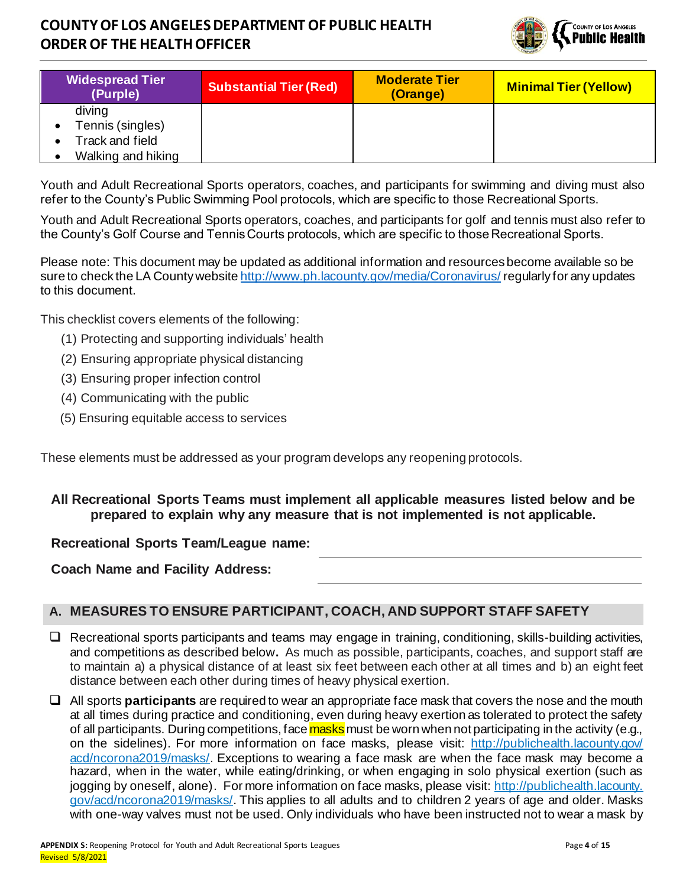| Widespread Tier (Purple) | Substantial Tier (Red) | Moderate Tier (Orange) | Minimal Tier (Yellow) |
| --- | --- | --- | --- |
| diving<br>• Tennis (singles)<br>• Track and field<br>• Walking and hiking | | | |

Youth and Adult Recreational Sports operators, coaches, and participants for swimming and diving must also refer to the County's Public Swimming Pool protocols, which are specific to those Recreational Sports.

Youth and Adult Recreational Sports operators, coaches, and participants for golf and tennis must also refer to the County's Golf Course and Tennis Courts protocols, which are specific to those Recreational Sports.

Please note: This document may be updated as additional information and resources become available so be sure to check the LA County website http://www.ph.lacounty.gov/media/Coronavirus/ regularly for any updates to this document.

This checklist covers elements of the following:

(1) Protecting and supporting individuals' health
(2) Ensuring appropriate physical distancing
(3) Ensuring proper infection control
(4) Communicating with the public
(5) Ensuring equitable access to services

These elements must be addressed as your program develops any reopening protocols.

**All Recreational Sports Teams must implement all applicable measures listed below and be prepared to explain why any measure that is not implemented is not applicable.**

**Recreational Sports Team/League name:** ______________________

**Coach Name and Facility Address:** ______________________

## A. MEASURES TO ENSURE PARTICIPANT, COACH, AND SUPPORT STAFF SAFETY

- ❑ Recreational sports participants and teams may engage in training, conditioning, skills-building activities, and competitions as described below**.** As much as possible, participants, coaches, and support staff are to maintain a) a physical distance of at least six feet between each other at all times and b) an eight feet distance between each other during times of heavy physical exertion.
- ❑ All sports **participants** are required to wear an appropriate face mask that covers the nose and the mouth at all times during practice and conditioning, even during heavy exertion as tolerated to protect the safety of all participants. During competitions, face masks must be worn when not participating in the activity (e.g., on the sidelines). For more information on face masks, please visit: http://publichealth.lacounty.gov/acd/ncorona2019/masks/. Exceptions to wearing a face mask are when the face mask may become a hazard, when in the water, while eating/drinking, or when engaging in solo physical exertion (such as jogging by oneself, alone). For more information on face masks, please visit: http://publichealth.lacounty.gov/acd/ncorona2019/masks/. This applies to all adults and to children 2 years of age and older. Masks with one-way valves must not be used. Only individuals who have been instructed not to wear a mask by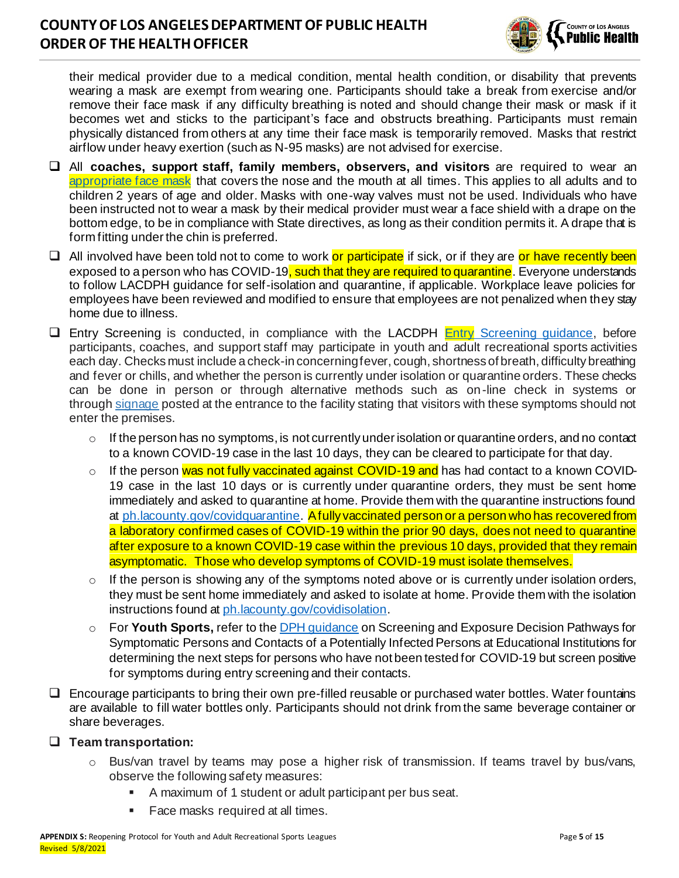their medical provider due to a medical condition, mental health condition, or disability that prevents wearing a mask are exempt from wearing one. Participants should take a break from exercise and/or remove their face mask if any difficulty breathing is noted and should change their mask or mask if it becomes wet and sticks to the participant's face and obstructs breathing. Participants must remain physically distanced from others at any time their face mask is temporarily removed. Masks that restrict airflow under heavy exertion (such as N-95 masks) are not advised for exercise.

- ❑ All **coaches, support staff, family members, observers, and visitors** are required to wear an appropriate face mask that covers the nose and the mouth at all times. This applies to all adults and to children 2 years of age and older. Masks with one-way valves must not be used. Individuals who have been instructed not to wear a mask by their medical provider must wear a face shield with a drape on the bottom edge, to be in compliance with State directives, as long as their condition permits it. A drape that is form fitting under the chin is preferred.
- ❑ All involved have been told not to come to work or participate if sick, or if they are or have recently been exposed to a person who has COVID-19, such that they are required to quarantine. Everyone understands to follow LACDPH guidance for self-isolation and quarantine, if applicable. Workplace leave policies for employees have been reviewed and modified to ensure that employees are not penalized when they stay home due to illness.
- ❑ Entry Screening is conducted, in compliance with the LACDPH Entry Screening guidance, before participants, coaches, and support staff may participate in youth and adult recreational sports activities each day. Checks must include a check-in concerning fever, cough, shortness of breath, difficulty breathing and fever or chills, and whether the person is currently under isolation or quarantine orders. These checks can be done in person or through alternative methods such as on-line check in systems or through signage posted at the entrance to the facility stating that visitors with these symptoms should not enter the premises.
    - If the person has no symptoms, is not currently under isolation or quarantine orders, and no contact to a known COVID-19 case in the last 10 days, they can be cleared to participate for that day.
    - If the person was not fully vaccinated against COVID-19 and has had contact to a known COVID-19 case in the last 10 days or is currently under quarantine orders, they must be sent home immediately and asked to quarantine at home. Provide them with the quarantine instructions found at ph.lacounty.gov/covidquarantine. A fully vaccinated person or a person who has recovered from a laboratory confirmed cases of COVID-19 within the prior 90 days, does not need to quarantine after exposure to a known COVID-19 case within the previous 10 days, provided that they remain asymptomatic. Those who develop symptoms of COVID-19 must isolate themselves.
    - If the person is showing any of the symptoms noted above or is currently under isolation orders, they must be sent home immediately and asked to isolate at home. Provide them with the isolation instructions found at ph.lacounty.gov/covidisolation.
    - For **Youth Sports,** refer to the DPH guidance on Screening and Exposure Decision Pathways for Symptomatic Persons and Contacts of a Potentially Infected Persons at Educational Institutions for determining the next steps for persons who have not been tested for COVID-19 but screen positive for symptoms during entry screening and their contacts.
- ❑ Encourage participants to bring their own pre-filled reusable or purchased water bottles. Water fountains are available to fill water bottles only. Participants should not drink from the same beverage container or share beverages.
- ❑ **Team transportation:**
    - Bus/van travel by teams may pose a higher risk of transmission. If teams travel by bus/vans, observe the following safety measures:
        - A maximum of 1 student or adult participant per bus seat.
        - Face masks required at all times.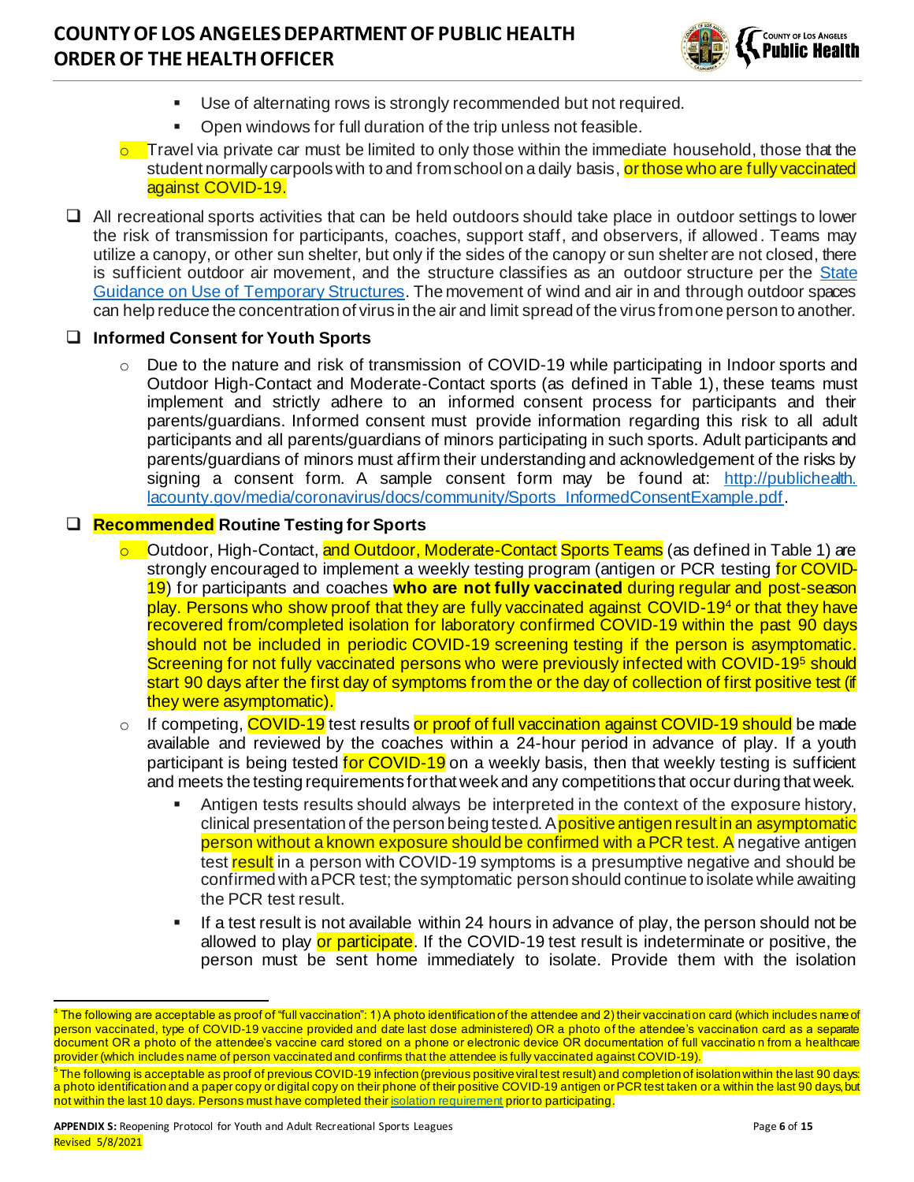- Use of alternating rows is strongly recommended but not required.
- Open windows for full duration of the trip unless not feasible.

- Travel via private car must be limited to only those within the immediate household, those that the student normally carpools with to and from school on a daily basis, or those who are fully vaccinated against COVID-19.

❑ All recreational sports activities that can be held outdoors should take place in outdoor settings to lower the risk of transmission for participants, coaches, support staff, and observers, if allowed. Teams may utilize a canopy, or other sun shelter, but only if the sides of the canopy or sun shelter are not closed, there is sufficient outdoor air movement, and the structure classifies as an outdoor structure per the [State Guidance on Use of Temporary Structures](). The movement of wind and air in and through outdoor spaces can help reduce the concentration of virus in the air and limit spread of the virus from one person to another.

❑ **Informed Consent for Youth Sports**

- Due to the nature and risk of transmission of COVID-19 while participating in Indoor sports and Outdoor High-Contact and Moderate-Contact sports (as defined in Table 1), these teams must implement and strictly adhere to an informed consent process for participants and their parents/guardians. Informed consent must provide information regarding this risk to all adult participants and all parents/guardians of minors participating in such sports. Adult participants and parents/guardians of minors must affirm their understanding and acknowledgement of the risks by signing a consent form. A sample consent form may be found at: http://publichealth.lacounty.gov/media/coronavirus/docs/community/Sports_InformedConsentExample.pdf.

❑ **Recommended Routine Testing for Sports**

- Outdoor, High-Contact, and Outdoor, Moderate-Contact Sports Teams (as defined in Table 1) are strongly encouraged to implement a weekly testing program (antigen or PCR testing for COVID-19) for participants and coaches **who are not fully vaccinated** during regular and post-season play. Persons who show proof that they are fully vaccinated against COVID-19[4] or that they have recovered from/completed isolation for laboratory confirmed COVID-19 within the past 90 days should not be included in periodic COVID-19 screening testing if the person is asymptomatic. Screening for not fully vaccinated persons who were previously infected with COVID-19[5] should start 90 days after the first day of symptoms from the or the day of collection of first positive test (if they were asymptomatic).
- If competing, COVID-19 test results or proof of full vaccination against COVID-19 should be made available and reviewed by the coaches within a 24-hour period in advance of play. If a youth participant is being tested for COVID-19 on a weekly basis, then that weekly testing is sufficient and meets the testing requirements for that week and any competitions that occur during that week.
  - Antigen tests results should always be interpreted in the context of the exposure history, clinical presentation of the person being tested. A positive antigen result in an asymptomatic person without a known exposure should be confirmed with a PCR test. A negative antigen test result in a person with COVID-19 symptoms is a presumptive negative and should be confirmed with a PCR test; the symptomatic person should continue to isolate while awaiting the PCR test result.
  - If a test result is not available within 24 hours in advance of play, the person should not be allowed to play or participate. If the COVID-19 test result is indeterminate or positive, the person must be sent home immediately to isolate. Provide them with the isolation

---

[4] The following are acceptable as proof of "full vaccination": 1) A photo identification of the attendee and 2) their vaccination card (which includes name of person vaccinated, type of COVID-19 vaccine provided and date last dose administered) OR a photo of the attendee's vaccination card as a separate document OR a photo of the attendee's vaccine card stored on a phone or electronic device OR documentation of full vaccination from a healthcare provider (which includes name of person vaccinated and confirms that the attendee is fully vaccinated against COVID-19).

[5] The following is acceptable as proof of previous COVID-19 infection (previous positive viral test result) and completion of isolation within the last 90 days: a photo identification and a paper copy or digital copy on their phone of their positive COVID-19 antigen or PCR test taken or a within the last 90 days, but not within the last 10 days. Persons must have completed their [isolation requirement]() prior to participating.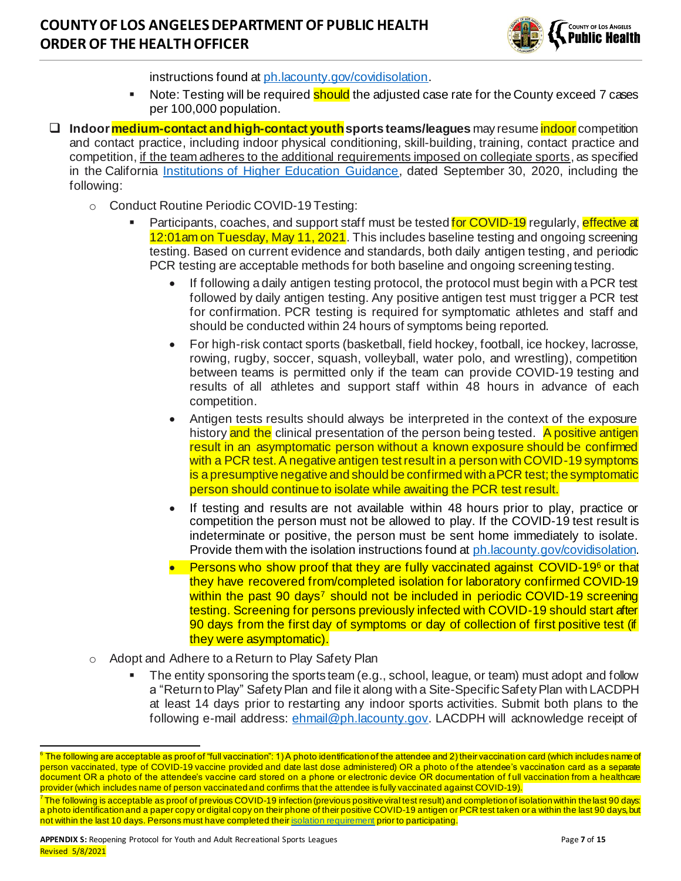instructions found at ph.lacounty.gov/covidisolation.

- Note: Testing will be required should the adjusted case rate for the County exceed 7 cases per 100,000 population.

- ☐ **Indoor medium-contact and high-contact youth sports teams/leagues** may resume indoor competition and contact practice, including indoor physical conditioning, skill-building, training, contact practice and competition, if the team adheres to the additional requirements imposed on collegiate sports, as specified in the California Institutions of Higher Education Guidance, dated September 30, 2020, including the following:
  - Conduct Routine Periodic COVID-19 Testing:
    - Participants, coaches, and support staff must be tested for COVID-19 regularly, effective at 12:01am on Tuesday, May 11, 2021. This includes baseline testing and ongoing screening testing. Based on current evidence and standards, both daily antigen testing, and periodic PCR testing are acceptable methods for both baseline and ongoing screening testing.
      - If following a daily antigen testing protocol, the protocol must begin with a PCR test followed by daily antigen testing. Any positive antigen test must trigger a PCR test for confirmation. PCR testing is required for symptomatic athletes and staff and should be conducted within 24 hours of symptoms being reported.
      - For high-risk contact sports (basketball, field hockey, football, ice hockey, lacrosse, rowing, rugby, soccer, squash, volleyball, water polo, and wrestling), competition between teams is permitted only if the team can provide COVID-19 testing and results of all athletes and support staff within 48 hours in advance of each competition.
      - Antigen tests results should always be interpreted in the context of the exposure history and the clinical presentation of the person being tested. A positive antigen result in an asymptomatic person without a known exposure should be confirmed with a PCR test. A negative antigen test result in a person with COVID-19 symptoms is a presumptive negative and should be confirmed with a PCR test; the symptomatic person should continue to isolate while awaiting the PCR test result.
      - If testing and results are not available within 48 hours prior to play, practice or competition the person must not be allowed to play. If the COVID-19 test result is indeterminate or positive, the person must be sent home immediately to isolate. Provide them with the isolation instructions found at ph.lacounty.gov/covidisolation.
      - Persons who show proof that they are fully vaccinated against COVID-19[6] or that they have recovered from/completed isolation for laboratory confirmed COVID-19 within the past 90 days[7] should not be included in periodic COVID-19 screening testing. Screening for persons previously infected with COVID-19 should start after 90 days from the first day of symptoms or day of collection of first positive test (if they were asymptomatic).
  - Adopt and Adhere to a Return to Play Safety Plan
    - The entity sponsoring the sports team (e.g., school, league, or team) must adopt and follow a "Return to Play" Safety Plan and file it along with a Site-Specific Safety Plan with LACDPH at least 14 days prior to restarting any indoor sports activities. Submit both plans to the following e-mail address: ehmail@ph.lacounty.gov. LACDPH will acknowledge receipt of

---

[6] The following are acceptable as proof of "full vaccination": 1) A photo identification of the attendee and 2) their vaccination card (which includes name of person vaccinated, type of COVID-19 vaccine provided and date last dose administered) OR a photo of the attendee's vaccination card as a separate document OR a photo of the attendee's vaccine card stored on a phone or electronic device OR documentation of full vaccination from a healthcare provider (which includes name of person vaccinated and confirms that the attendee is fully vaccinated against COVID-19).

[7] The following is acceptable as proof of previous COVID-19 infection (previous positive viral test result) and completion of isolation within the last 90 days: a photo identification and a paper copy or digital copy on their phone of their positive COVID-19 antigen or PCR test taken or a within the last 90 days, but not within the last 10 days. Persons must have completed their isolation requirement prior to participating.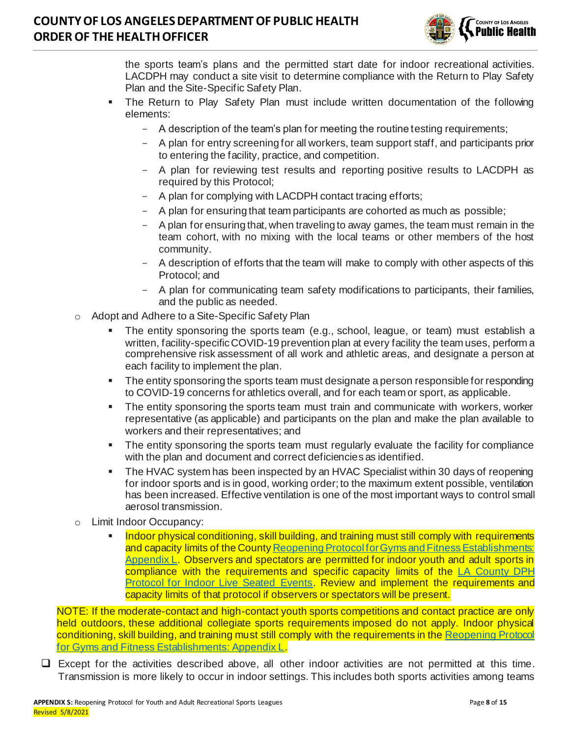the sports team's plans and the permitted start date for indoor recreational activities. LACDPH may conduct a site visit to determine compliance with the Return to Play Safety Plan and the Site-Specific Safety Plan.

- The Return to Play Safety Plan must include written documentation of the following elements:
  - A description of the team's plan for meeting the routine testing requirements;
  - A plan for entry screening for all workers, team support staff, and participants prior to entering the facility, practice, and competition.
  - A plan for reviewing test results and reporting positive results to LACDPH as required by this Protocol;
  - A plan for complying with LACDPH contact tracing efforts;
  - A plan for ensuring that team participants are cohorted as much as possible;
  - A plan for ensuring that, when traveling to away games, the team must remain in the team cohort, with no mixing with the local teams or other members of the host community.
  - A description of efforts that the team will make to comply with other aspects of this Protocol; and
  - A plan for communicating team safety modifications to participants, their families, and the public as needed.

- Adopt and Adhere to a Site-Specific Safety Plan
  - The entity sponsoring the sports team (e.g., school, league, or team) must establish a written, facility-specific COVID-19 prevention plan at every facility the team uses, perform a comprehensive risk assessment of all work and athletic areas, and designate a person at each facility to implement the plan.
  - The entity sponsoring the sports team must designate a person responsible for responding to COVID-19 concerns for athletics overall, and for each team or sport, as applicable.
  - The entity sponsoring the sports team must train and communicate with workers, worker representative (as applicable) and participants on the plan and make the plan available to workers and their representatives; and
  - The entity sponsoring the sports team must regularly evaluate the facility for compliance with the plan and document and correct deficiencies as identified.
  - The HVAC system has been inspected by an HVAC Specialist within 30 days of reopening for indoor sports and is in good, working order; to the maximum extent possible, ventilation has been increased. Effective ventilation is one of the most important ways to control small aerosol transmission.

- Limit Indoor Occupancy:
  - Indoor physical conditioning, skill building, and training must still comply with requirements and capacity limits of the County Reopening Protocol for Gyms and Fitness Establishments: Appendix L. Observers and spectators are permitted for indoor youth and adult sports in compliance with the requirements and specific capacity limits of the LA County DPH Protocol for Indoor Live Seated Events. Review and implement the requirements and capacity limits of that protocol if observers or spectators will be present.

NOTE: If the moderate-contact and high-contact youth sports competitions and contact practice are only held outdoors, these additional collegiate sports requirements imposed do not apply. Indoor physical conditioning, skill building, and training must still comply with the requirements in the Reopening Protocol for Gyms and Fitness Establishments: Appendix L.

- [ ] Except for the activities described above, all other indoor activities are not permitted at this time. Transmission is more likely to occur in indoor settings. This includes both sports activities among teams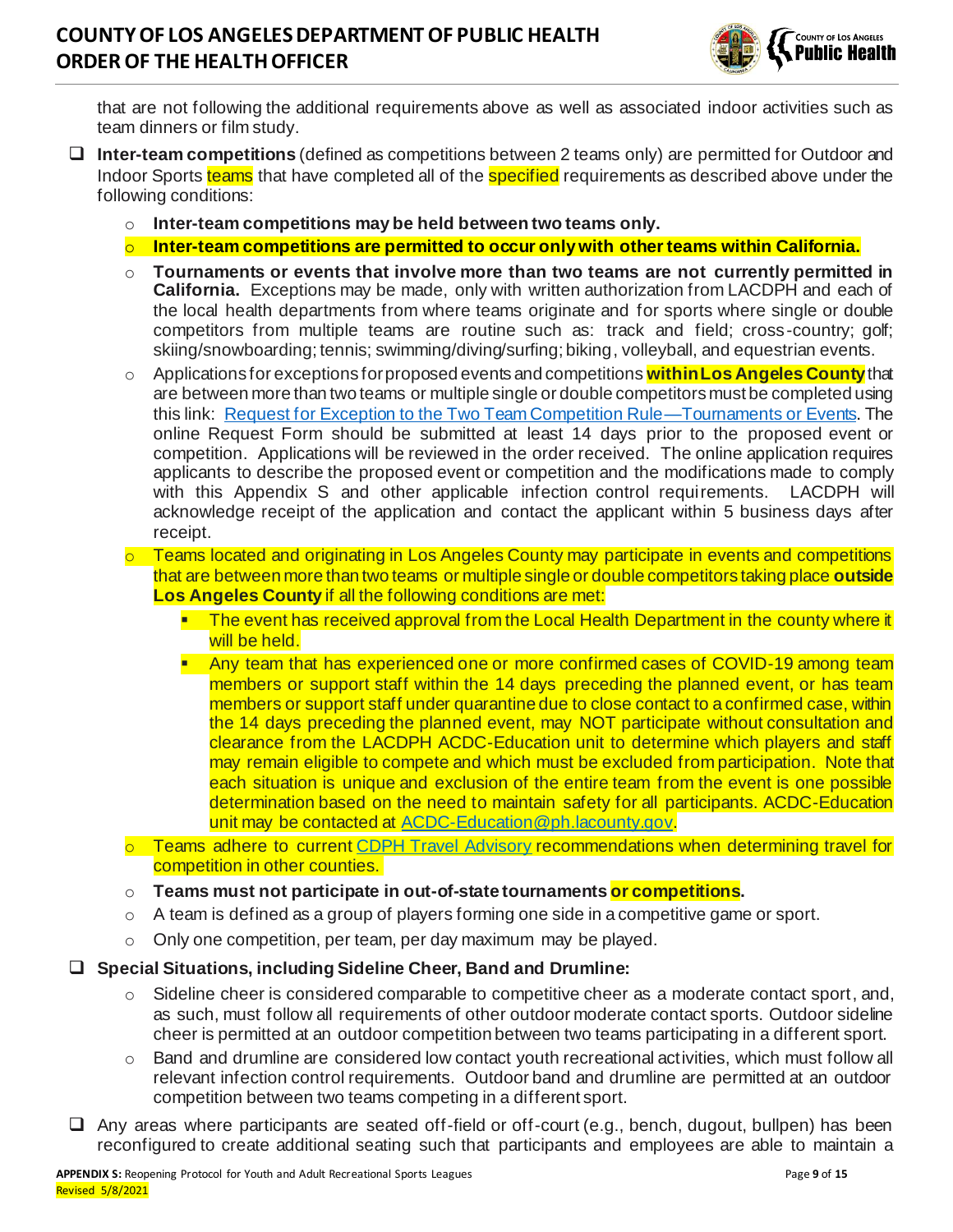that are not following the additional requirements above as well as associated indoor activities such as team dinners or film study.

- ❑ **Inter-team competitions** (defined as competitions between 2 teams only) are permitted for Outdoor and Indoor Sports teams that have completed all of the specified requirements as described above under the following conditions:
  - **Inter-team competitions may be held between two teams only.**
  - **Inter-team competitions are permitted to occur only with other teams within California.**
  - **Tournaments or events that involve more than two teams are not currently permitted in California.** Exceptions may be made, only with written authorization from LACDPH and each of the local health departments from where teams originate and for sports where single or double competitors from multiple teams are routine such as: track and field; cross-country; golf; skiing/snowboarding; tennis; swimming/diving/surfing; biking, volleyball, and equestrian events.
  - Applications for exceptions for proposed events and competitions **within Los Angeles County** that are between more than two teams or multiple single or double competitors must be completed using this link: Request for Exception to the Two Team Competition Rule—Tournaments or Events. The online Request Form should be submitted at least 14 days prior to the proposed event or competition. Applications will be reviewed in the order received. The online application requires applicants to describe the proposed event or competition and the modifications made to comply with this Appendix S and other applicable infection control requirements. LACDPH will acknowledge receipt of the application and contact the applicant within 5 business days after receipt.
  - Teams located and originating in Los Angeles County may participate in events and competitions that are between more than two teams or multiple single or double competitors taking place **outside Los Angeles County** if all the following conditions are met:
    - The event has received approval from the Local Health Department in the county where it will be held.
    - Any team that has experienced one or more confirmed cases of COVID-19 among team members or support staff within the 14 days preceding the planned event, or has team members or support staff under quarantine due to close contact to a confirmed case, within the 14 days preceding the planned event, may NOT participate without consultation and clearance from the LACDPH ACDC-Education unit to determine which players and staff may remain eligible to compete and which must be excluded from participation. Note that each situation is unique and exclusion of the entire team from the event is one possible determination based on the need to maintain safety for all participants. ACDC-Education unit may be contacted at ACDC-Education@ph.lacounty.gov.
  - Teams adhere to current CDPH Travel Advisory recommendations when determining travel for competition in other counties.
  - **Teams must not participate in out-of-state tournaments or competitions.**
  - A team is defined as a group of players forming one side in a competitive game or sport.
  - Only one competition, per team, per day maximum may be played.

- ❑ **Special Situations, including Sideline Cheer, Band and Drumline:**
  - Sideline cheer is considered comparable to competitive cheer as a moderate contact sport, and, as such, must follow all requirements of other outdoor moderate contact sports. Outdoor sideline cheer is permitted at an outdoor competition between two teams participating in a different sport.
  - Band and drumline are considered low contact youth recreational activities, which must follow all relevant infection control requirements. Outdoor band and drumline are permitted at an outdoor competition between two teams competing in a different sport.

- ❑ Any areas where participants are seated off-field or off-court (e.g., bench, dugout, bullpen) has been reconfigured to create additional seating such that participants and employees are able to maintain a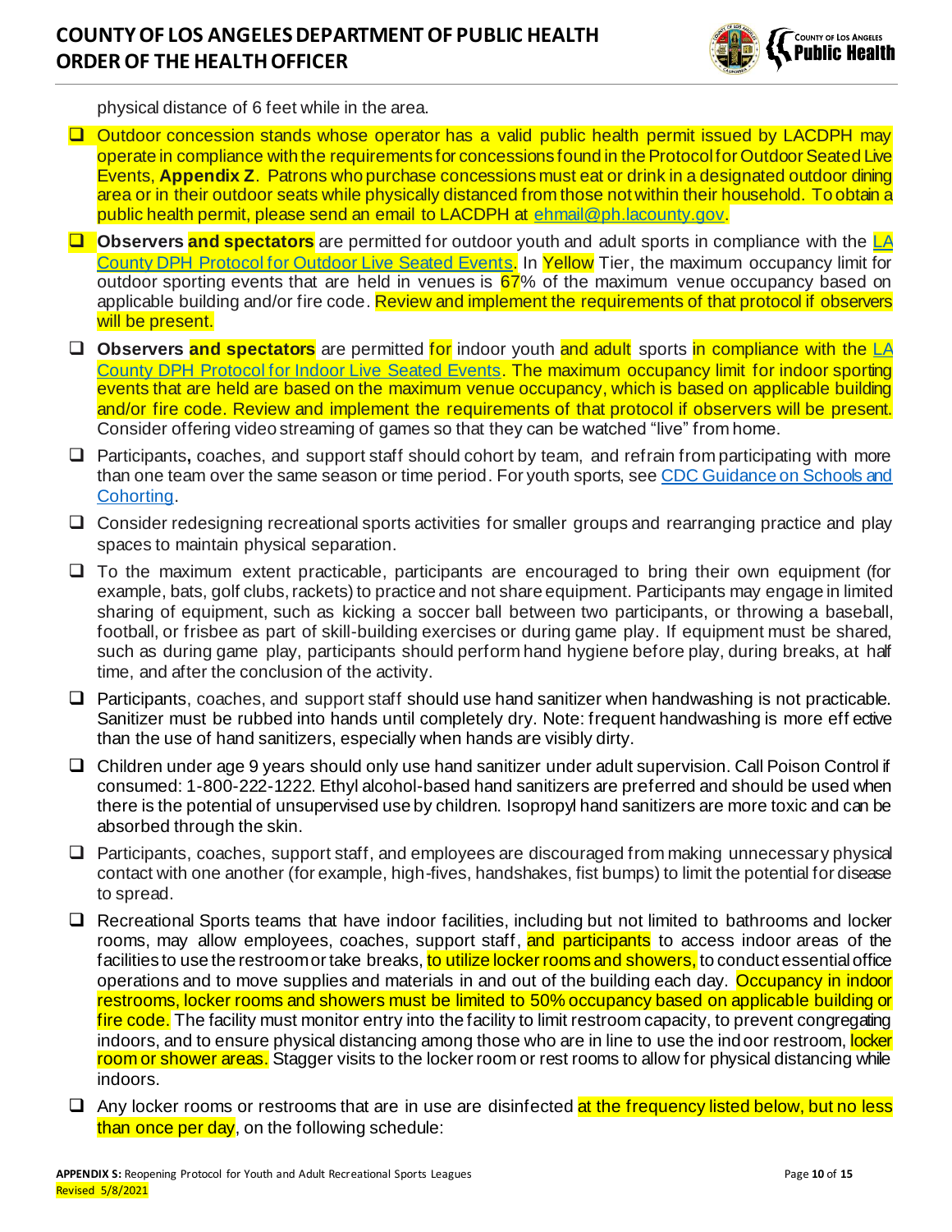physical distance of 6 feet while in the area.

- ☐ Outdoor concession stands whose operator has a valid public health permit issued by LACDPH may operate in compliance with the requirements for concessions found in the Protocol for Outdoor Seated Live Events, **Appendix Z**. Patrons who purchase concessions must eat or drink in a designated outdoor dining area or in their outdoor seats while physically distanced from those not within their household. To obtain a public health permit, please send an email to LACDPH at ehmail@ph.lacounty.gov.
- ☐ **Observers and spectators** are permitted for outdoor youth and adult sports in compliance with the LA County DPH Protocol for Outdoor Live Seated Events. In Yellow Tier, the maximum occupancy limit for outdoor sporting events that are held in venues is 67% of the maximum venue occupancy based on applicable building and/or fire code. Review and implement the requirements of that protocol if observers will be present.
- ☐ **Observers and spectators** are permitted for indoor youth and adult sports in compliance with the LA County DPH Protocol for Indoor Live Seated Events. The maximum occupancy limit for indoor sporting events that are held are based on the maximum venue occupancy, which is based on applicable building and/or fire code. Review and implement the requirements of that protocol if observers will be present. Consider offering video streaming of games so that they can be watched "live" from home.
- ☐ Participants, coaches, and support staff should cohort by team, and refrain from participating with more than one team over the same season or time period. For youth sports, see CDC Guidance on Schools and Cohorting.
- ☐ Consider redesigning recreational sports activities for smaller groups and rearranging practice and play spaces to maintain physical separation.
- ☐ To the maximum extent practicable, participants are encouraged to bring their own equipment (for example, bats, golf clubs, rackets) to practice and not share equipment. Participants may engage in limited sharing of equipment, such as kicking a soccer ball between two participants, or throwing a baseball, football, or frisbee as part of skill-building exercises or during game play. If equipment must be shared, such as during game play, participants should perform hand hygiene before play, during breaks, at half time, and after the conclusion of the activity.
- ☐ Participants, coaches, and support staff should use hand sanitizer when handwashing is not practicable. Sanitizer must be rubbed into hands until completely dry. Note: frequent handwashing is more effective than the use of hand sanitizers, especially when hands are visibly dirty.
- ☐ Children under age 9 years should only use hand sanitizer under adult supervision. Call Poison Control if consumed: 1-800-222-1222. Ethyl alcohol-based hand sanitizers are preferred and should be used when there is the potential of unsupervised use by children. Isopropyl hand sanitizers are more toxic and can be absorbed through the skin.
- ☐ Participants, coaches, support staff, and employees are discouraged from making unnecessary physical contact with one another (for example, high-fives, handshakes, fist bumps) to limit the potential for disease to spread.
- ☐ Recreational Sports teams that have indoor facilities, including but not limited to bathrooms and locker rooms, may allow employees, coaches, support staff, and participants to access indoor areas of the facilities to use the restroom or take breaks, to utilize locker rooms and showers, to conduct essential office operations and to move supplies and materials in and out of the building each day. Occupancy in indoor restrooms, locker rooms and showers must be limited to 50% occupancy based on applicable building or fire code. The facility must monitor entry into the facility to limit restroom capacity, to prevent congregating indoors, and to ensure physical distancing among those who are in line to use the indoor restroom, locker room or shower areas. Stagger visits to the locker room or rest rooms to allow for physical distancing while indoors.
- ☐ Any locker rooms or restrooms that are in use are disinfected at the frequency listed below, but no less than once per day, on the following schedule: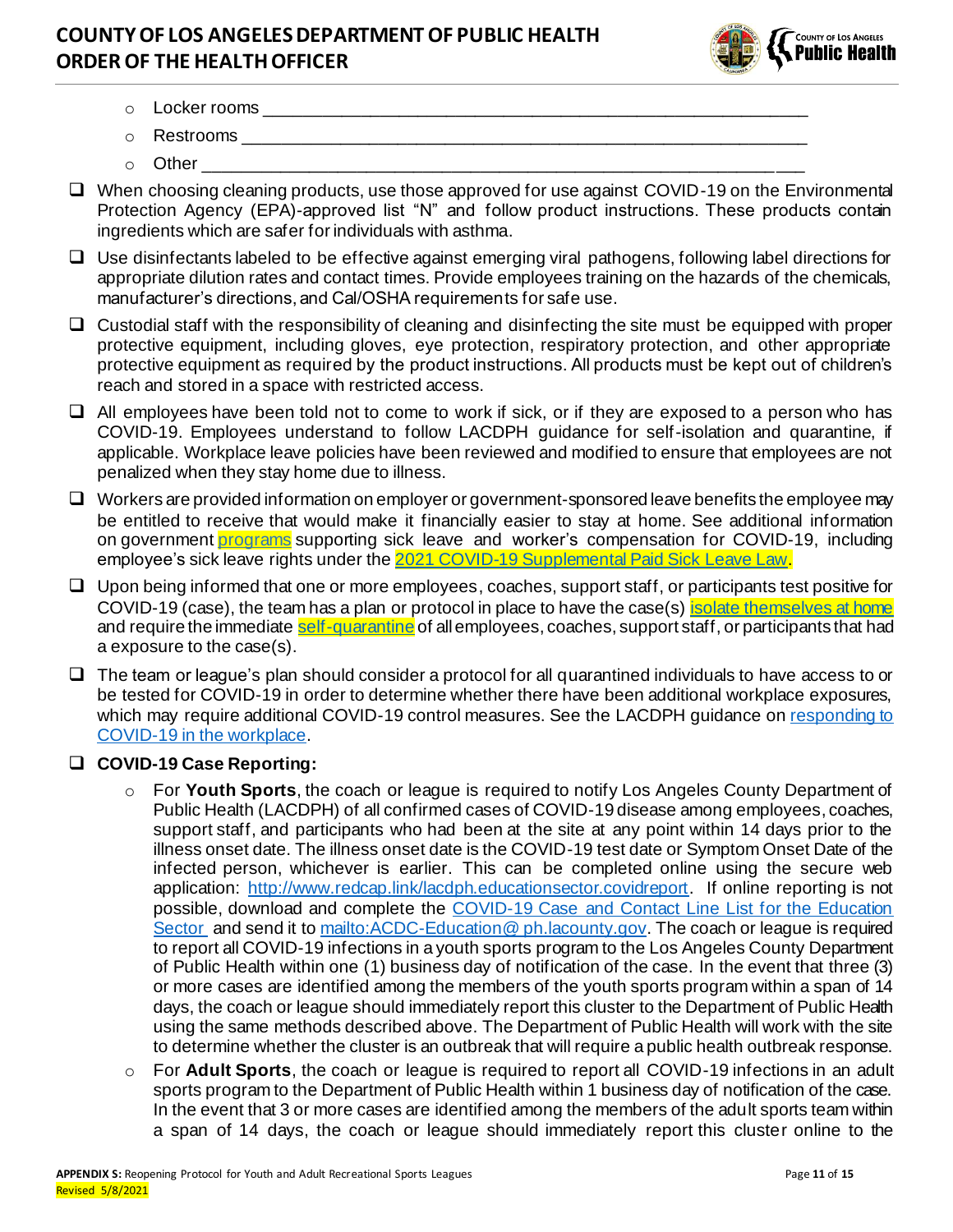- Locker rooms ____________________________________________________________
- Restrooms ______________________________________________________________
- Other _________________________________________________________________

- ❑ When choosing cleaning products, use those approved for use against COVID-19 on the Environmental Protection Agency (EPA)-approved list "N" and follow product instructions. These products contain ingredients which are safer for individuals with asthma.
- ❑ Use disinfectants labeled to be effective against emerging viral pathogens, following label directions for appropriate dilution rates and contact times. Provide employees training on the hazards of the chemicals, manufacturer's directions, and Cal/OSHA requirements for safe use.
- ❑ Custodial staff with the responsibility of cleaning and disinfecting the site must be equipped with proper protective equipment, including gloves, eye protection, respiratory protection, and other appropriate protective equipment as required by the product instructions. All products must be kept out of children's reach and stored in a space with restricted access.
- ❑ All employees have been told not to come to work if sick, or if they are exposed to a person who has COVID-19. Employees understand to follow LACDPH guidance for self-isolation and quarantine, if applicable. Workplace leave policies have been reviewed and modified to ensure that employees are not penalized when they stay home due to illness.
- ❑ Workers are provided information on employer or government-sponsored leave benefits the employee may be entitled to receive that would make it financially easier to stay at home. See additional information on government programs supporting sick leave and worker's compensation for COVID-19, including employee's sick leave rights under the 2021 COVID-19 Supplemental Paid Sick Leave Law.
- ❑ Upon being informed that one or more employees, coaches, support staff, or participants test positive for COVID-19 (case), the team has a plan or protocol in place to have the case(s) isolate themselves at home and require the immediate self-quarantine of all employees, coaches, support staff, or participants that had a exposure to the case(s).
- ❑ The team or league's plan should consider a protocol for all quarantined individuals to have access to or be tested for COVID-19 in order to determine whether there have been additional workplace exposures, which may require additional COVID-19 control measures. See the LACDPH guidance on responding to COVID-19 in the workplace.
- ❑ **COVID-19 Case Reporting:**
  - For **Youth Sports**, the coach or league is required to notify Los Angeles County Department of Public Health (LACDPH) of all confirmed cases of COVID-19 disease among employees, coaches, support staff, and participants who had been at the site at any point within 14 days prior to the illness onset date. The illness onset date is the COVID-19 test date or Symptom Onset Date of the infected person, whichever is earlier. This can be completed online using the secure web application: http://www.redcap.link/lacdph.educationsector.covidreport. If online reporting is not possible, download and complete the COVID-19 Case and Contact Line List for the Education Sector and send it to mailto:ACDC-Education@ph.lacounty.gov. The coach or league is required to report all COVID-19 infections in a youth sports program to the Los Angeles County Department of Public Health within one (1) business day of notification of the case. In the event that three (3) or more cases are identified among the members of the youth sports program within a span of 14 days, the coach or league should immediately report this cluster to the Department of Public Health using the same methods described above. The Department of Public Health will work with the site to determine whether the cluster is an outbreak that will require a public health outbreak response.
  - For **Adult Sports**, the coach or league is required to report all COVID-19 infections in an adult sports program to the Department of Public Health within 1 business day of notification of the case. In the event that 3 or more cases are identified among the members of the adult sports team within a span of 14 days, the coach or league should immediately report this cluster online to the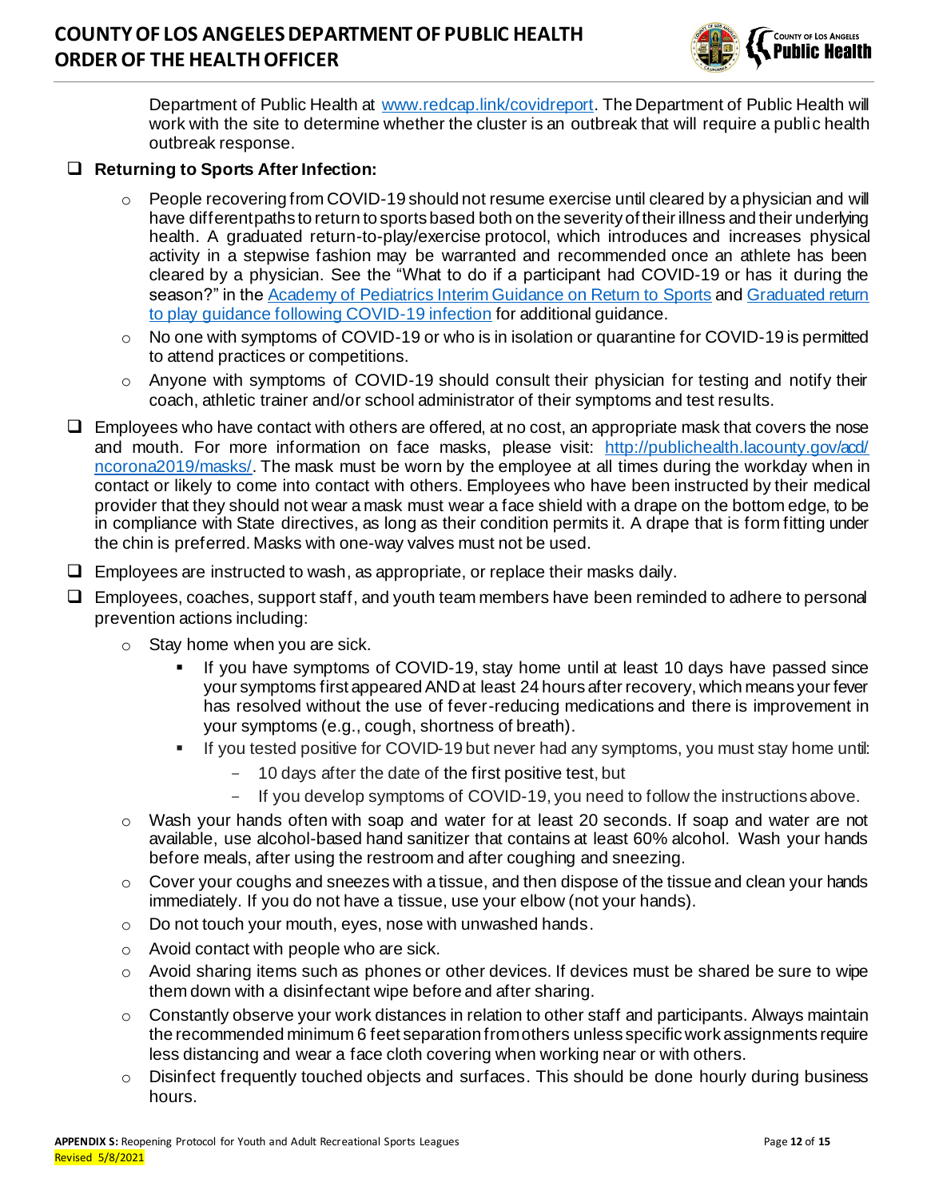Department of Public Health at [www.redcap.link/covidreport](http://www.redcap.link/covidreport). The Department of Public Health will work with the site to determine whether the cluster is an outbreak that will require a public health outbreak response.

- ❑ **Returning to Sports After Infection:**
  - People recovering from COVID-19 should not resume exercise until cleared by a physician and will have different paths to return to sports based both on the severity of their illness and their underlying health. A graduated return-to-play/exercise protocol, which introduces and increases physical activity in a stepwise fashion may be warranted and recommended once an athlete has been cleared by a physician. See the "What to do if a participant had COVID-19 or has it during the season?" in the Academy of Pediatrics Interim Guidance on Return to Sports and Graduated return to play guidance following COVID-19 infection for additional guidance.
  - No one with symptoms of COVID-19 or who is in isolation or quarantine for COVID-19 is permitted to attend practices or competitions.
  - Anyone with symptoms of COVID-19 should consult their physician for testing and notify their coach, athletic trainer and/or school administrator of their symptoms and test results.
- ❑ Employees who have contact with others are offered, at no cost, an appropriate mask that covers the nose and mouth. For more information on face masks, please visit: [http://publichealth.lacounty.gov/acd/ncorona2019/masks/](http://publichealth.lacounty.gov/acd/ncorona2019/masks/). The mask must be worn by the employee at all times during the workday when in contact or likely to come into contact with others. Employees who have been instructed by their medical provider that they should not wear a mask must wear a face shield with a drape on the bottom edge, to be in compliance with State directives, as long as their condition permits it. A drape that is form fitting under the chin is preferred. Masks with one-way valves must not be used.
- ❑ Employees are instructed to wash, as appropriate, or replace their masks daily.
- ❑ Employees, coaches, support staff, and youth team members have been reminded to adhere to personal prevention actions including:
  - Stay home when you are sick.
    - If you have symptoms of COVID-19, stay home until at least 10 days have passed since your symptoms first appeared AND at least 24 hours after recovery, which means your fever has resolved without the use of fever-reducing medications and there is improvement in your symptoms (e.g., cough, shortness of breath).
    - If you tested positive for COVID-19 but never had any symptoms, you must stay home until:
      - 10 days after the date of the first positive test, but
      - If you develop symptoms of COVID-19, you need to follow the instructions above.
  - Wash your hands often with soap and water for at least 20 seconds. If soap and water are not available, use alcohol-based hand sanitizer that contains at least 60% alcohol. Wash your hands before meals, after using the restroom and after coughing and sneezing.
  - Cover your coughs and sneezes with a tissue, and then dispose of the tissue and clean your hands immediately. If you do not have a tissue, use your elbow (not your hands).
  - Do not touch your mouth, eyes, nose with unwashed hands.
  - Avoid contact with people who are sick.
  - Avoid sharing items such as phones or other devices. If devices must be shared be sure to wipe them down with a disinfectant wipe before and after sharing.
  - Constantly observe your work distances in relation to other staff and participants. Always maintain the recommended minimum 6 feet separation from others unless specific work assignments require less distancing and wear a face cloth covering when working near or with others.
  - Disinfect frequently touched objects and surfaces. This should be done hourly during business hours.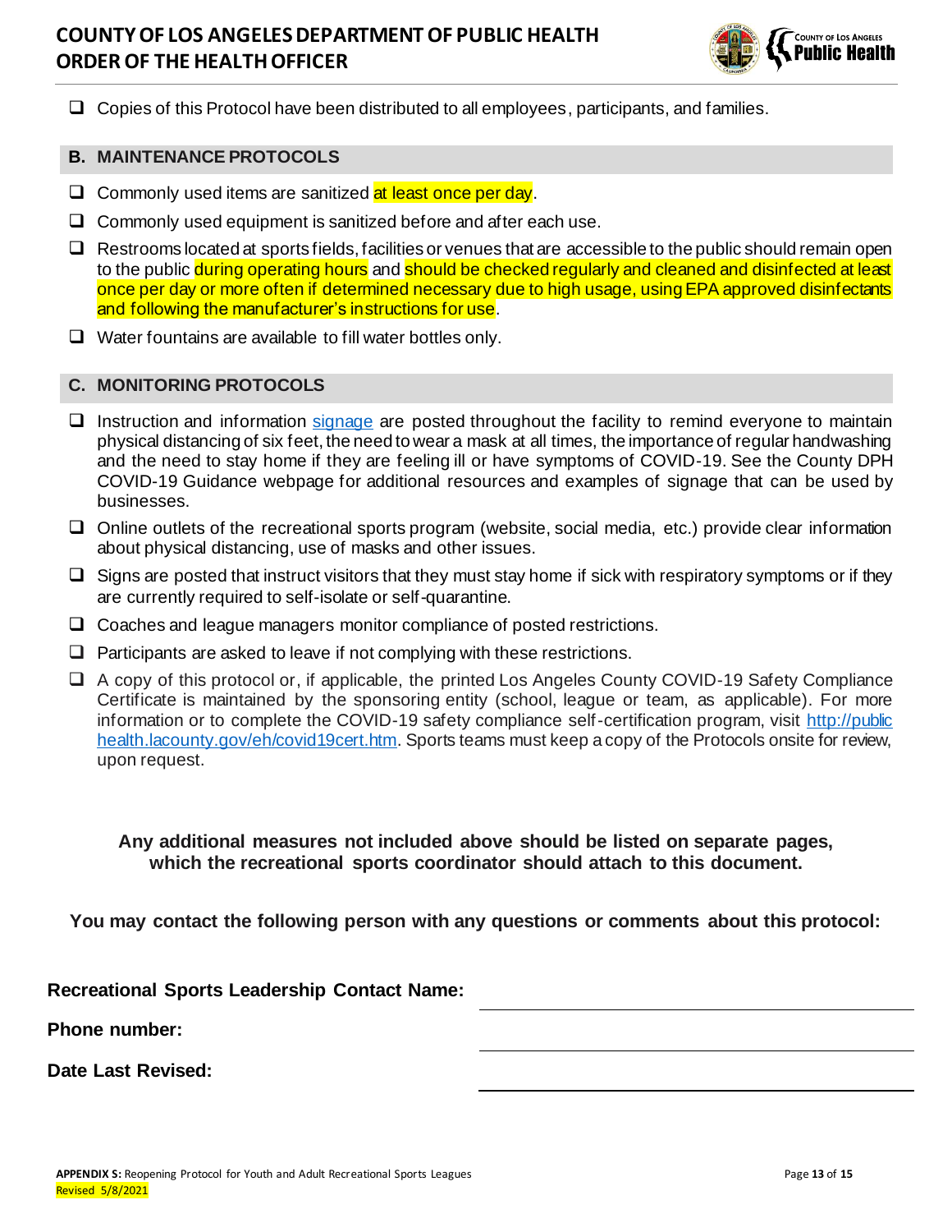- ❑ Copies of this Protocol have been distributed to all employees, participants, and families.

## B. MAINTENANCE PROTOCOLS

- ❑ Commonly used items are sanitized at least once per day.
- ❑ Commonly used equipment is sanitized before and after each use.
- ❑ Restrooms located at sports fields, facilities or venues that are accessible to the public should remain open to the public during operating hours and should be checked regularly and cleaned and disinfected at least once per day or more often if determined necessary due to high usage, using EPA approved disinfectants and following the manufacturer's instructions for use.
- ❑ Water fountains are available to fill water bottles only.

## C. MONITORING PROTOCOLS

- ❑ Instruction and information [signage](#) are posted throughout the facility to remind everyone to maintain physical distancing of six feet, the need to wear a mask at all times, the importance of regular handwashing and the need to stay home if they are feeling ill or have symptoms of COVID-19. See the County DPH COVID-19 Guidance webpage for additional resources and examples of signage that can be used by businesses.
- ❑ Online outlets of the recreational sports program (website, social media, etc.) provide clear information about physical distancing, use of masks and other issues.
- ❑ Signs are posted that instruct visitors that they must stay home if sick with respiratory symptoms or if they are currently required to self-isolate or self-quarantine.
- ❑ Coaches and league managers monitor compliance of posted restrictions.
- ❑ Participants are asked to leave if not complying with these restrictions.
- ❑ A copy of this protocol or, if applicable, the printed Los Angeles County COVID-19 Safety Compliance Certificate is maintained by the sponsoring entity (school, league or team, as applicable). For more information or to complete the COVID-19 safety compliance self-certification program, visit http://publichealth.lacounty.gov/eh/covid19cert.htm. Sports teams must keep a copy of the Protocols onsite for review, upon request.

**Any additional measures not included above should be listed on separate pages, which the recreational sports coordinator should attach to this document.**

**You may contact the following person with any questions or comments about this protocol:**

**Recreational Sports Leadership Contact Name:** ______________________________

**Phone number:** ______________________________

**Date Last Revised:** ______________________________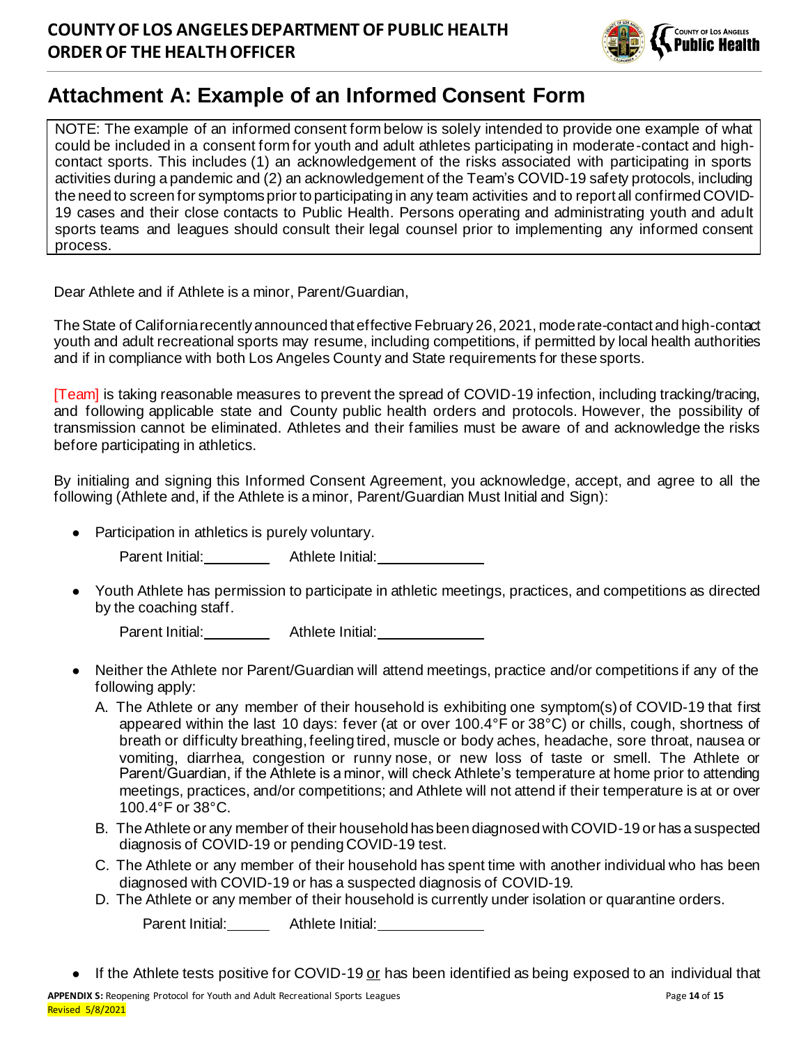## Attachment A: Example of an Informed Consent Form

NOTE: The example of an informed consent form below is solely intended to provide one example of what could be included in a consent form for youth and adult athletes participating in moderate-contact and high-contact sports. This includes (1) an acknowledgement of the risks associated with participating in sports activities during a pandemic and (2) an acknowledgement of the Team's COVID-19 safety protocols, including the need to screen for symptoms prior to participating in any team activities and to report all confirmed COVID-19 cases and their close contacts to Public Health. Persons operating and administrating youth and adult sports teams and leagues should consult their legal counsel prior to implementing any informed consent process.

Dear Athlete and if Athlete is a minor, Parent/Guardian,

The State of California recently announced that effective February 26, 2021, moderate-contact and high-contact youth and adult recreational sports may resume, including competitions, if permitted by local health authorities and if in compliance with both Los Angeles County and State requirements for these sports.

[Team] is taking reasonable measures to prevent the spread of COVID-19 infection, including tracking/tracing, and following applicable state and County public health orders and protocols. However, the possibility of transmission cannot be eliminated. Athletes and their families must be aware of and acknowledge the risks before participating in athletics.

By initialing and signing this Informed Consent Agreement, you acknowledge, accept, and agree to all the following (Athlete and, if the Athlete is a minor, Parent/Guardian Must Initial and Sign):

- Participation in athletics is purely voluntary.

  Parent Initial:________ Athlete Initial:____________

- Youth Athlete has permission to participate in athletic meetings, practices, and competitions as directed by the coaching staff.

  Parent Initial:________ Athlete Initial:____________

- Neither the Athlete nor Parent/Guardian will attend meetings, practice and/or competitions if any of the following apply:
  A. The Athlete or any member of their household is exhibiting one symptom(s) of COVID-19 that first appeared within the last 10 days: fever (at or over 100.4°F or 38°C) or chills, cough, shortness of breath or difficulty breathing, feeling tired, muscle or body aches, headache, sore throat, nausea or vomiting, diarrhea, congestion or runny nose, or new loss of taste or smell. The Athlete or Parent/Guardian, if the Athlete is a minor, will check Athlete's temperature at home prior to attending meetings, practices, and/or competitions; and Athlete will not attend if their temperature is at or over 100.4°F or 38°C.
  B. The Athlete or any member of their household has been diagnosed with COVID-19 or has a suspected diagnosis of COVID-19 or pending COVID-19 test.
  C. The Athlete or any member of their household has spent time with another individual who has been diagnosed with COVID-19 or has a suspected diagnosis of COVID-19.
  D. The Athlete or any member of their household is currently under isolation or quarantine orders.

  Parent Initial:______ Athlete Initial:____________

- If the Athlete tests positive for COVID-19 <u>or</u> has been identified as being exposed to an individual that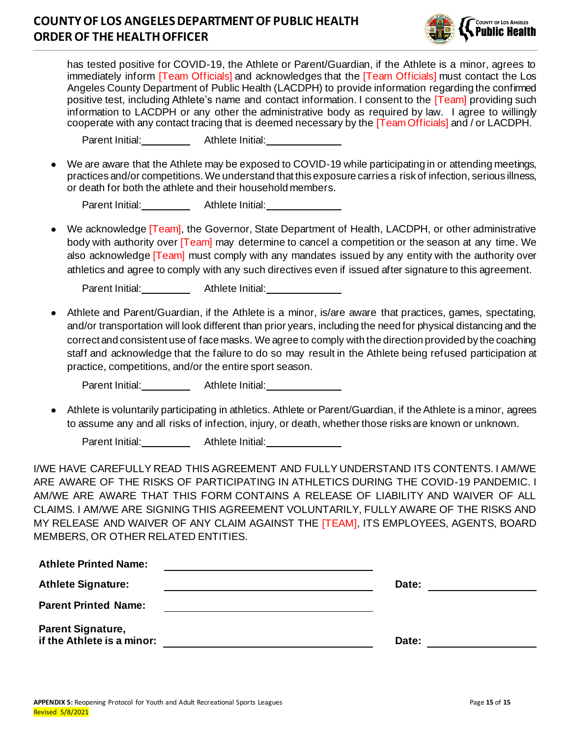has tested positive for COVID-19, the Athlete or Parent/Guardian, if the Athlete is a minor, agrees to immediately inform [Team Officials] and acknowledges that the [Team Officials] must contact the Los Angeles County Department of Public Health (LACDPH) to provide information regarding the confirmed positive test, including Athlete's name and contact information. I consent to the [Team] providing such information to LACDPH or any other the administrative body as required by law. I agree to willingly cooperate with any contact tracing that is deemed necessary by the [Team Officials] and / or LACDPH.

Parent Initial:__________ Athlete Initial:______________

- We are aware that the Athlete may be exposed to COVID-19 while participating in or attending meetings, practices and/or competitions. We understand that this exposure carries a risk of infection, serious illness, or death for both the athlete and their household members.

  Parent Initial:__________ Athlete Initial:______________

- We acknowledge [Team], the Governor, State Department of Health, LACDPH, or other administrative body with authority over [Team] may determine to cancel a competition or the season at any time. We also acknowledge [Team] must comply with any mandates issued by any entity with the authority over athletics and agree to comply with any such directives even if issued after signature to this agreement.

  Parent Initial:__________ Athlete Initial:______________

- Athlete and Parent/Guardian, if the Athlete is a minor, is/are aware that practices, games, spectating, and/or transportation will look different than prior years, including the need for physical distancing and the correct and consistent use of face masks. We agree to comply with the direction provided by the coaching staff and acknowledge that the failure to do so may result in the Athlete being refused participation at practice, competitions, and/or the entire sport season.

  Parent Initial:__________ Athlete Initial:______________

- Athlete is voluntarily participating in athletics. Athlete or Parent/Guardian, if the Athlete is a minor, agrees to assume any and all risks of infection, injury, or death, whether those risks are known or unknown.

  Parent Initial:__________ Athlete Initial:______________

I/WE HAVE CAREFULLY READ THIS AGREEMENT AND FULLY UNDERSTAND ITS CONTENTS. I AM/WE ARE AWARE OF THE RISKS OF PARTICIPATING IN ATHLETICS DURING THE COVID-19 PANDEMIC. I AM/WE ARE AWARE THAT THIS FORM CONTAINS A RELEASE OF LIABILITY AND WAIVER OF ALL CLAIMS. I AM/WE ARE SIGNING THIS AGREEMENT VOLUNTARILY, FULLY AWARE OF THE RISKS AND MY RELEASE AND WAIVER OF ANY CLAIM AGAINST THE [TEAM], ITS EMPLOYEES, AGENTS, BOARD MEMBERS, OR OTHER RELATED ENTITIES.

**Athlete Printed Name:** ______________________________

**Athlete Signature:** ______________________________ **Date:** ______________

**Parent Printed Name:** ______________________________

**Parent Signature, if the Athlete is a minor:** ______________________________ **Date:** ______________

**APPENDIX S:** Reopening Protocol for Youth and Adult Recreational Sports Leagues
Revised 5/8/2021